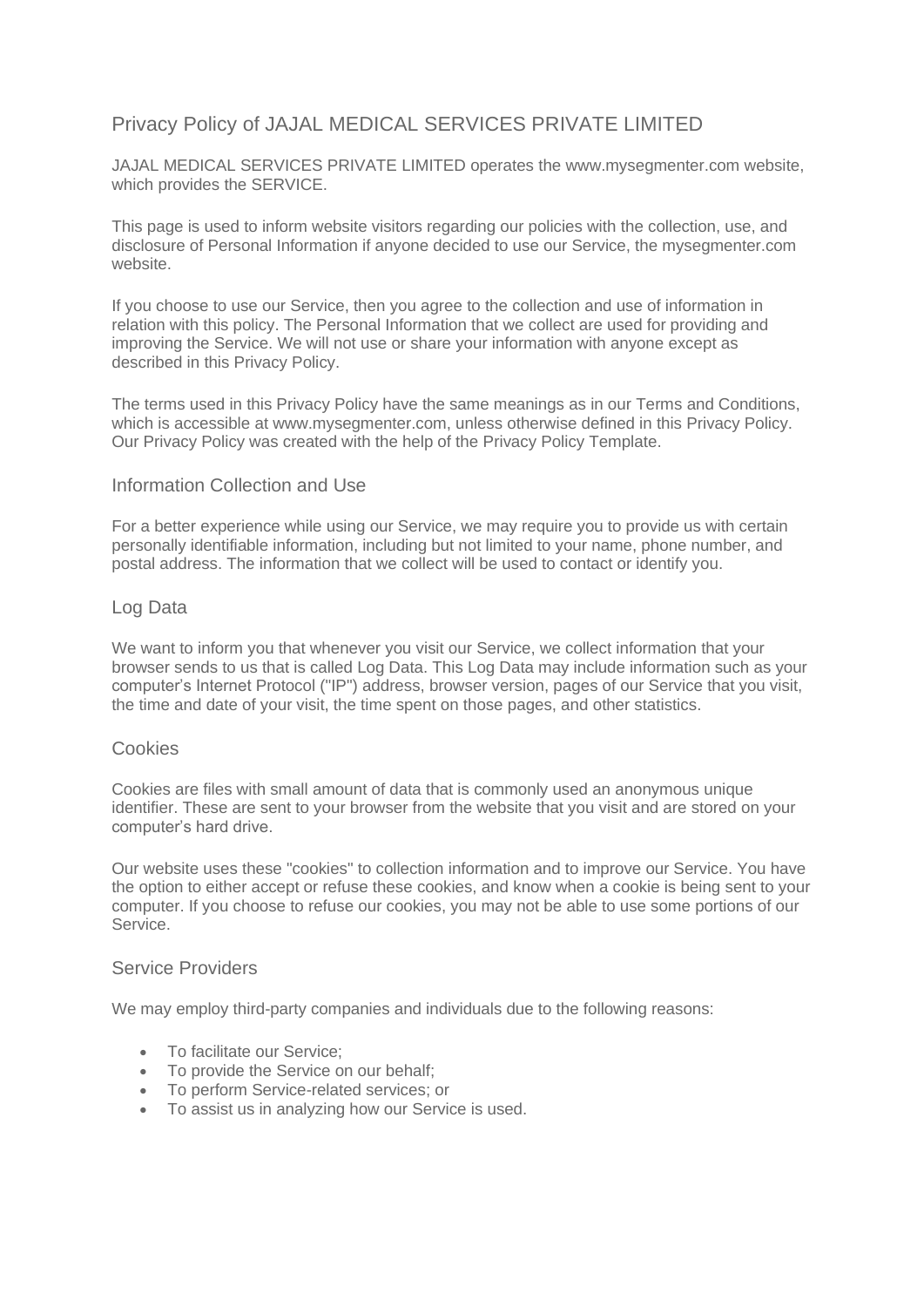# Privacy Policy of JAJAL MEDICAL SERVICES PRIVATE LIMITED

JAJAL MEDICAL SERVICES PRIVATE LIMITED operates the www.mysegmenter.com website, which provides the SERVICE.

This page is used to inform website visitors regarding our policies with the collection, use, and disclosure of Personal Information if anyone decided to use our Service, the mysegmenter.com website.

If you choose to use our Service, then you agree to the collection and use of information in relation with this policy. The Personal Information that we collect are used for providing and improving the Service. We will not use or share your information with anyone except as described in this Privacy Policy.

The terms used in this Privacy Policy have the same meanings as in our Terms and Conditions, which is accessible at www.mysegmenter.com, unless otherwise defined in this Privacy Policy. Our Privacy Policy was created with the help of the Privacy Policy Template.

## Information Collection and Use

For a better experience while using our Service, we may require you to provide us with certain personally identifiable information, including but not limited to your name, phone number, and postal address. The information that we collect will be used to contact or identify you.

## Log Data

We want to inform you that whenever you visit our Service, we collect information that your browser sends to us that is called Log Data. This Log Data may include information such as your computer's Internet Protocol ("IP") address, browser version, pages of our Service that you visit, the time and date of your visit, the time spent on those pages, and other statistics.

## Cookies

Cookies are files with small amount of data that is commonly used an anonymous unique identifier. These are sent to your browser from the website that you visit and are stored on your computer's hard drive.

Our website uses these "cookies" to collection information and to improve our Service. You have the option to either accept or refuse these cookies, and know when a cookie is being sent to your computer. If you choose to refuse our cookies, you may not be able to use some portions of our Service.

## Service Providers

We may employ third-party companies and individuals due to the following reasons:

- To facilitate our Service;
- To provide the Service on our behalf;
- To perform Service-related services; or
- To assist us in analyzing how our Service is used.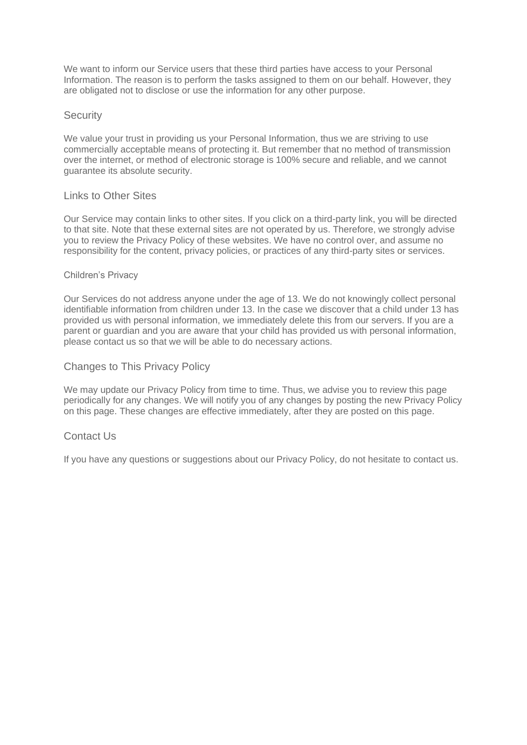We want to inform our Service users that these third parties have access to your Personal Information. The reason is to perform the tasks assigned to them on our behalf. However, they are obligated not to disclose or use the information for any other purpose.

## Security

We value your trust in providing us your Personal Information, thus we are striving to use commercially acceptable means of protecting it. But remember that no method of transmission over the internet, or method of electronic storage is 100% secure and reliable, and we cannot guarantee its absolute security.

## Links to Other Sites

Our Service may contain links to other sites. If you click on a third-party link, you will be directed to that site. Note that these external sites are not operated by us. Therefore, we strongly advise you to review the Privacy Policy of these websites. We have no control over, and assume no responsibility for the content, privacy policies, or practices of any third-party sites or services.

### Children's Privacy

Our Services do not address anyone under the age of 13. We do not knowingly collect personal identifiable information from children under 13. In the case we discover that a child under 13 has provided us with personal information, we immediately delete this from our servers. If you are a parent or guardian and you are aware that your child has provided us with personal information, please contact us so that we will be able to do necessary actions.

## Changes to This Privacy Policy

We may update our Privacy Policy from time to time. Thus, we advise you to review this page periodically for any changes. We will notify you of any changes by posting the new Privacy Policy on this page. These changes are effective immediately, after they are posted on this page.

## Contact Us

If you have any questions or suggestions about our Privacy Policy, do not hesitate to contact us.